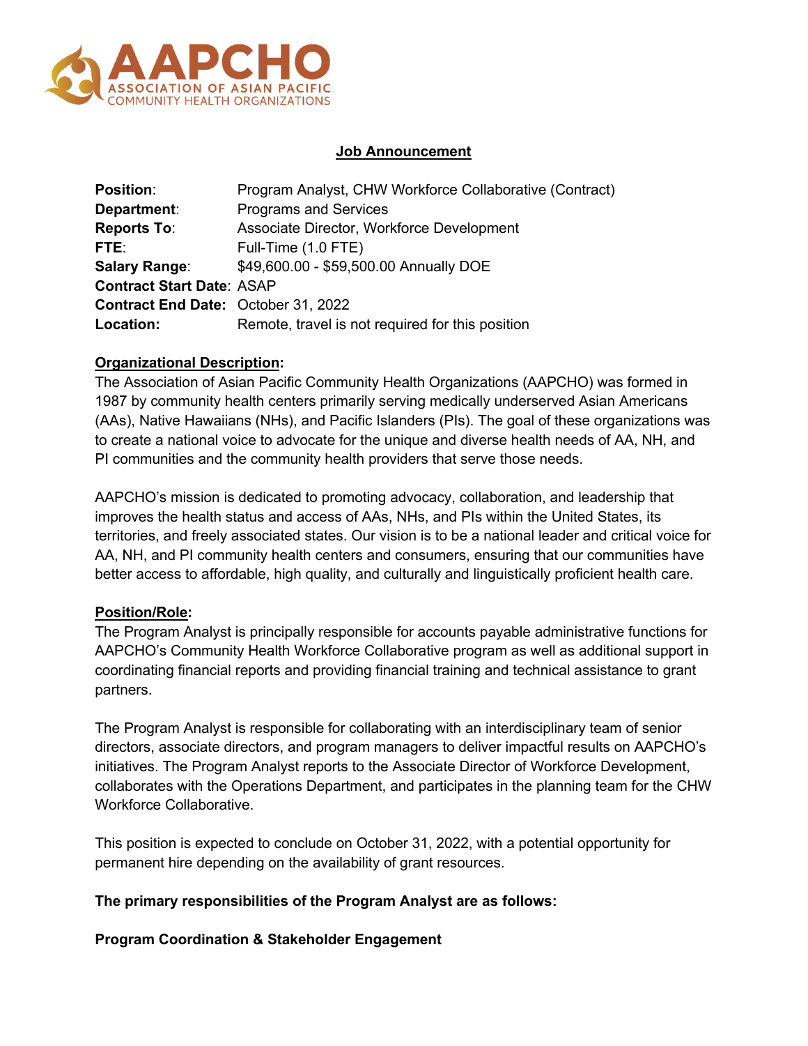AAPCHO
ASSOCIATION OF ASIAN PACIFIC COMMUNITY HEALTH ORGANIZATIONS

## Job Announcement

**Position**: Program Analyst, CHW Workforce Collaborative (Contract)
**Department**: Programs and Services
**Reports To**: Associate Director, Workforce Development
**FTE**: Full-Time (1.0 FTE)
**Salary Range**: $49,600.00 - $59,500.00 Annually DOE
**Contract Start Date**: ASAP
**Contract End Date:** October 31, 2022
**Location:** Remote, travel is not required for this position

### Organizational Description:

The Association of Asian Pacific Community Health Organizations (AAPCHO) was formed in 1987 by community health centers primarily serving medically underserved Asian Americans (AAs), Native Hawaiians (NHs), and Pacific Islanders (PIs). The goal of these organizations was to create a national voice to advocate for the unique and diverse health needs of AA, NH, and PI communities and the community health providers that serve those needs.

AAPCHO's mission is dedicated to promoting advocacy, collaboration, and leadership that improves the health status and access of AAs, NHs, and PIs within the United States, its territories, and freely associated states. Our vision is to be a national leader and critical voice for AA, NH, and PI community health centers and consumers, ensuring that our communities have better access to affordable, high quality, and culturally and linguistically proficient health care.

### Position/Role:

The Program Analyst is principally responsible for accounts payable administrative functions for AAPCHO's Community Health Workforce Collaborative program as well as additional support in coordinating financial reports and providing financial training and technical assistance to grant partners.

The Program Analyst is responsible for collaborating with an interdisciplinary team of senior directors, associate directors, and program managers to deliver impactful results on AAPCHO's initiatives. The Program Analyst reports to the Associate Director of Workforce Development, collaborates with the Operations Department, and participates in the planning team for the CHW Workforce Collaborative.

This position is expected to conclude on October 31, 2022, with a potential opportunity for permanent hire depending on the availability of grant resources.

**The primary responsibilities of the Program Analyst are as follows:**

**Program Coordination & Stakeholder Engagement**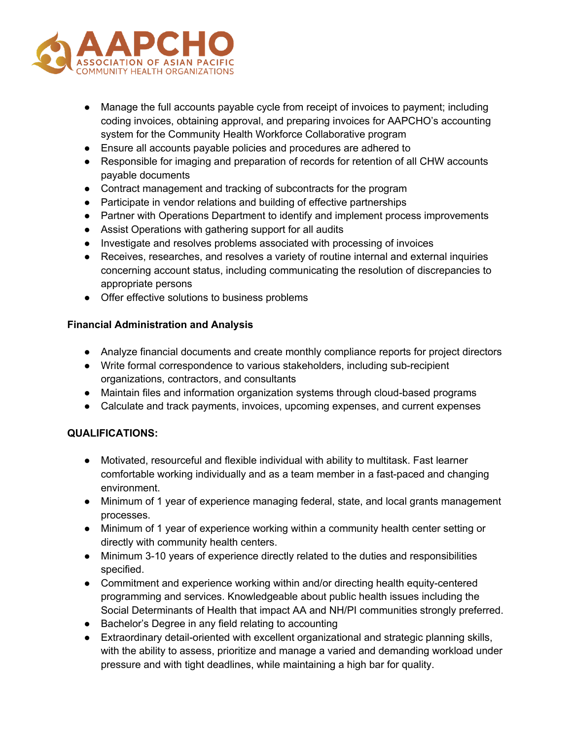- Manage the full accounts payable cycle from receipt of invoices to payment; including coding invoices, obtaining approval, and preparing invoices for AAPCHO's accounting system for the Community Health Workforce Collaborative program
- Ensure all accounts payable policies and procedures are adhered to
- Responsible for imaging and preparation of records for retention of all CHW accounts payable documents
- Contract management and tracking of subcontracts for the program
- Participate in vendor relations and building of effective partnerships
- Partner with Operations Department to identify and implement process improvements
- Assist Operations with gathering support for all audits
- Investigate and resolves problems associated with processing of invoices
- Receives, researches, and resolves a variety of routine internal and external inquiries concerning account status, including communicating the resolution of discrepancies to appropriate persons
- Offer effective solutions to business problems

**Financial Administration and Analysis**

- Analyze financial documents and create monthly compliance reports for project directors
- Write formal correspondence to various stakeholders, including sub-recipient organizations, contractors, and consultants
- Maintain files and information organization systems through cloud-based programs
- Calculate and track payments, invoices, upcoming expenses, and current expenses

**QUALIFICATIONS:**

- Motivated, resourceful and flexible individual with ability to multitask. Fast learner comfortable working individually and as a team member in a fast-paced and changing environment.
- Minimum of 1 year of experience managing federal, state, and local grants management processes.
- Minimum of 1 year of experience working within a community health center setting or directly with community health centers.
- Minimum 3-10 years of experience directly related to the duties and responsibilities specified.
- Commitment and experience working within and/or directing health equity-centered programming and services. Knowledgeable about public health issues including the Social Determinants of Health that impact AA and NH/PI communities strongly preferred.
- Bachelor's Degree in any field relating to accounting
- Extraordinary detail-oriented with excellent organizational and strategic planning skills, with the ability to assess, prioritize and manage a varied and demanding workload under pressure and with tight deadlines, while maintaining a high bar for quality.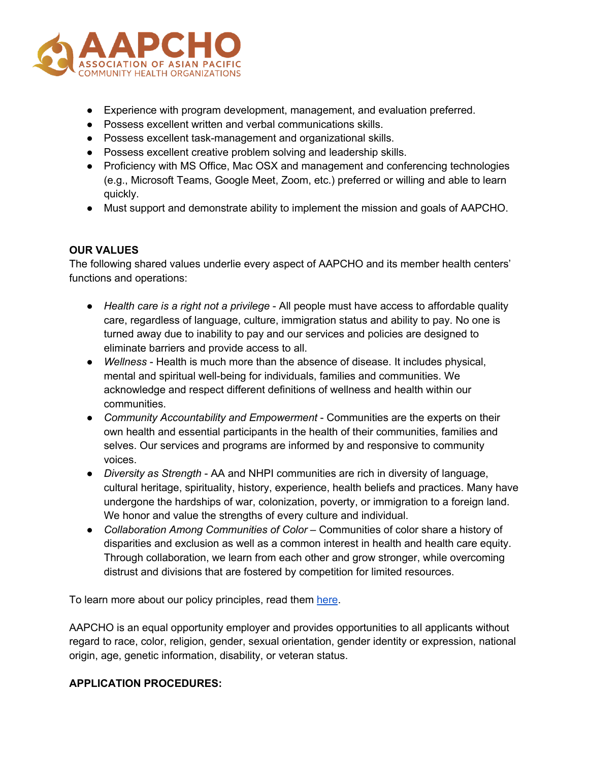- Experience with program development, management, and evaluation preferred.
- Possess excellent written and verbal communications skills.
- Possess excellent task-management and organizational skills.
- Possess excellent creative problem solving and leadership skills.
- Proficiency with MS Office, Mac OSX and management and conferencing technologies (e.g., Microsoft Teams, Google Meet, Zoom, etc.) preferred or willing and able to learn quickly.
- Must support and demonstrate ability to implement the mission and goals of AAPCHO.

**OUR VALUES**

The following shared values underlie every aspect of AAPCHO and its member health centers' functions and operations:

- *Health care is a right not a privilege* - All people must have access to affordable quality care, regardless of language, culture, immigration status and ability to pay. No one is turned away due to inability to pay and our services and policies are designed to eliminate barriers and provide access to all.
- *Wellness* - Health is much more than the absence of disease. It includes physical, mental and spiritual well-being for individuals, families and communities. We acknowledge and respect different definitions of wellness and health within our communities.
- *Community Accountability and Empowerment* - Communities are the experts on their own health and essential participants in the health of their communities, families and selves. Our services and programs are informed by and responsive to community voices.
- *Diversity as Strength* - AA and NHPI communities are rich in diversity of language, cultural heritage, spirituality, history, experience, health beliefs and practices. Many have undergone the hardships of war, colonization, poverty, or immigration to a foreign land. We honor and value the strengths of every culture and individual.
- *Collaboration Among Communities of Color* – Communities of color share a history of disparities and exclusion as well as a common interest in health and health care equity. Through collaboration, we learn from each other and grow stronger, while overcoming distrust and divisions that are fostered by competition for limited resources.

To learn more about our policy principles, read them here.

AAPCHO is an equal opportunity employer and provides opportunities to all applicants without regard to race, color, religion, gender, sexual orientation, gender identity or expression, national origin, age, genetic information, disability, or veteran status.

**APPLICATION PROCEDURES:**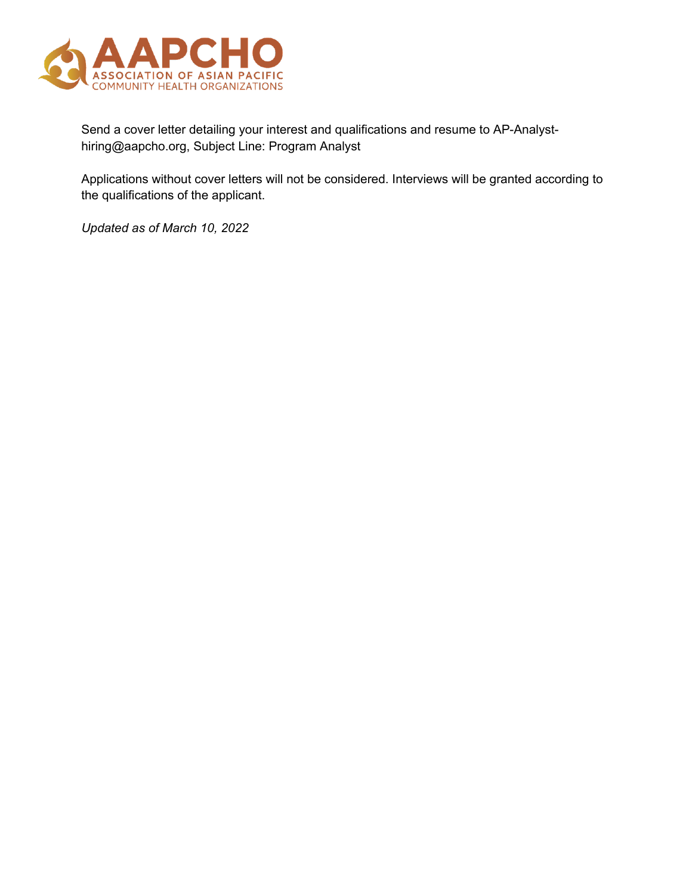Send a cover letter detailing your interest and qualifications and resume to AP-Analyst-hiring@aapcho.org, Subject Line: Program Analyst

Applications without cover letters will not be considered. Interviews will be granted according to the qualifications of the applicant.

*Updated as of March 10, 2022*